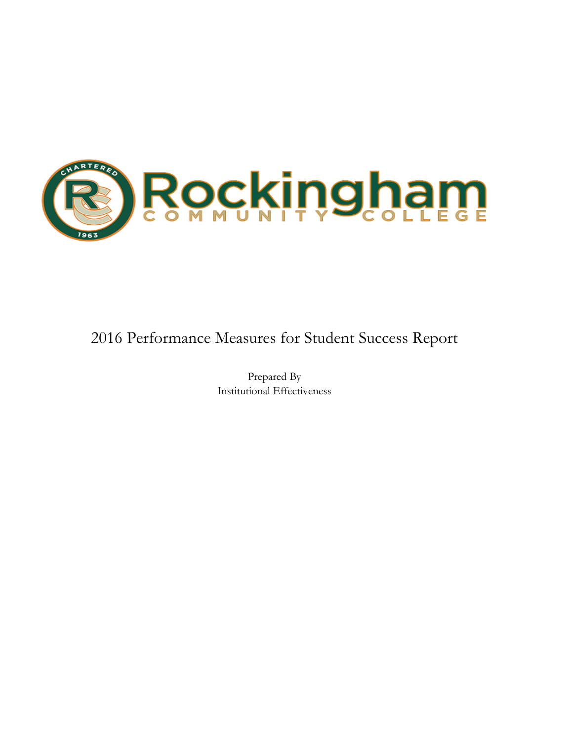# Rockingham Community College

# 2016 Performance Measures for Student Success Report

Prepared By
Institutional Effectiveness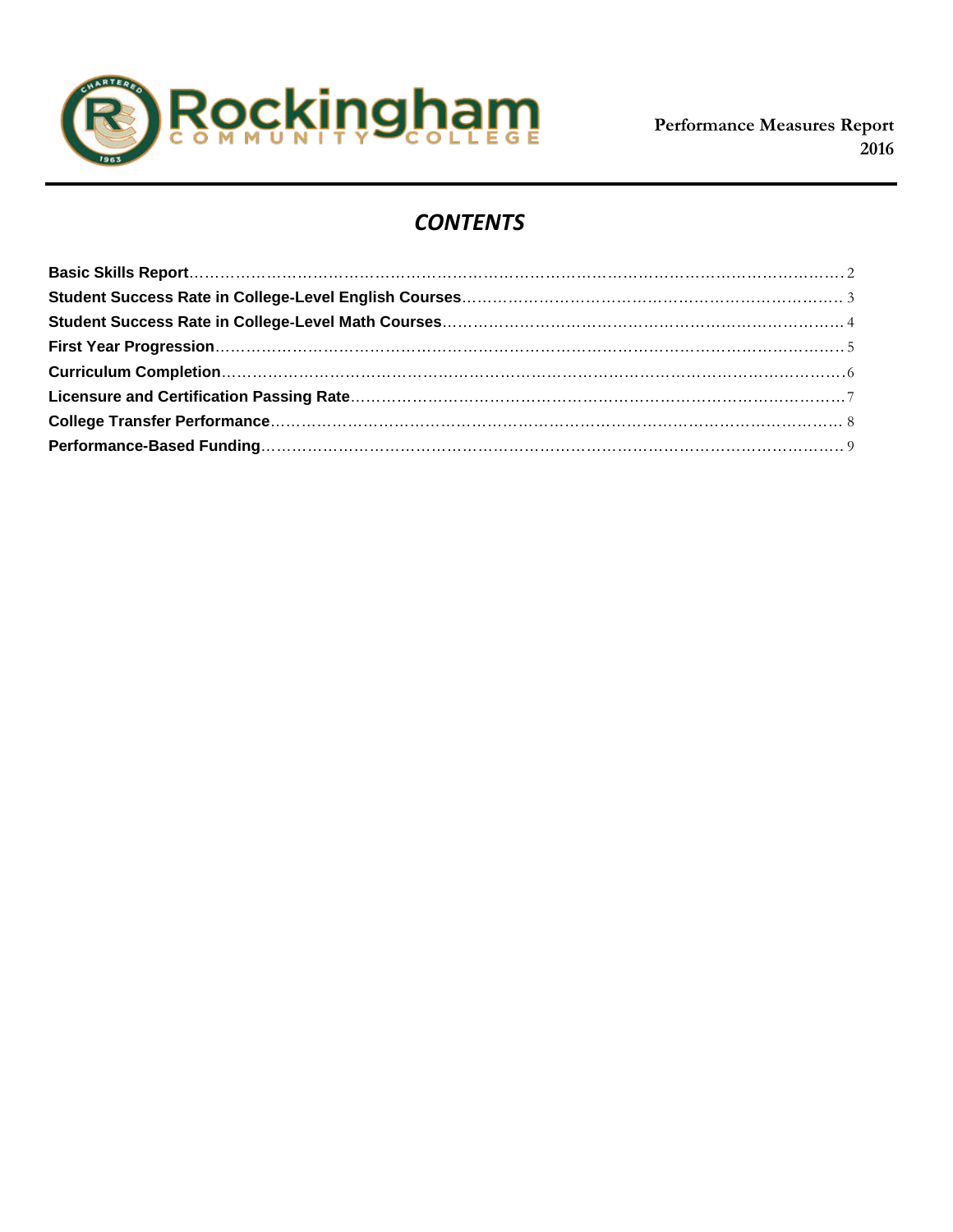Performance Measures Report
2016

# *CONTENTS*

**Basic Skills Report** ........................................................................................................................ 2
**Student Success Rate in College-Level English Courses** ............................................................... 3
**Student Success Rate in College-Level Math Courses** ................................................................... 4
**First Year Progression** ..................................................................................................................... 5
**Curriculum Completion** .................................................................................................................. 6
**Licensure and Certification Passing Rate** ....................................................................................... 7
**College Transfer Performance** ........................................................................................................ 8
**Performance-Based Funding** ........................................................................................................... 9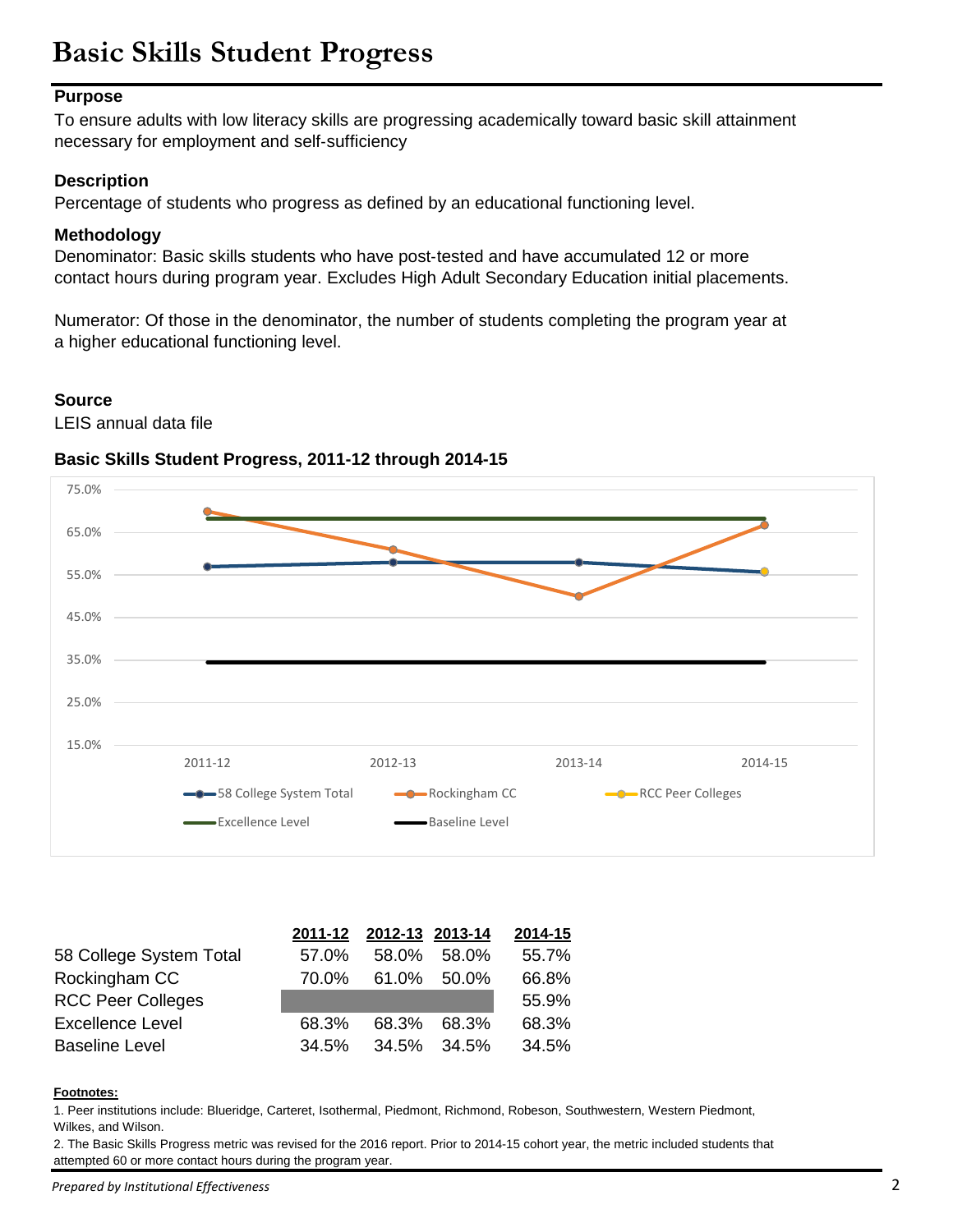# Basic Skills Student Progress

### Purpose

To ensure adults with low literacy skills are progressing academically toward basic skill attainment necessary for employment and self-sufficiency

### Description

Percentage of students who progress as defined by an educational functioning level.

### Methodology

Denominator: Basic skills students who have post-tested and have accumulated 12 or more contact hours during program year. Excludes High Adult Secondary Education initial placements.

Numerator: Of those in the denominator, the number of students completing the program year at a higher educational functioning level.

### Source

LEIS annual data file

### Basic Skills Student Progress, 2011-12 through 2014-15

| | 2011-12 | 2012-13 | 2013-14 | 2014-15 |
|---|---|---|---|---|
| 58 College System Total | 57.0% | 58.0% | 58.0% | 55.7% |
| Rockingham CC | 70.0% | 61.0% | 50.0% | 66.8% |
| RCC Peer Colleges | | | | 55.9% |
| Excellence Level | 68.3% | 68.3% | 68.3% | 68.3% |
| Baseline Level | 34.5% | 34.5% | 34.5% | 34.5% |

**Footnotes:**

1. Peer institutions include: Blueridge, Carteret, Isothermal, Piedmont, Richmond, Robeson, Southwestern, Western Piedmont, Wilkes, and Wilson.
2. The Basic Skills Progress metric was revised for the 2016 report. Prior to 2014-15 cohort year, the metric included students that attempted 60 or more contact hours during the program year.

*Prepared by Institutional Effectiveness*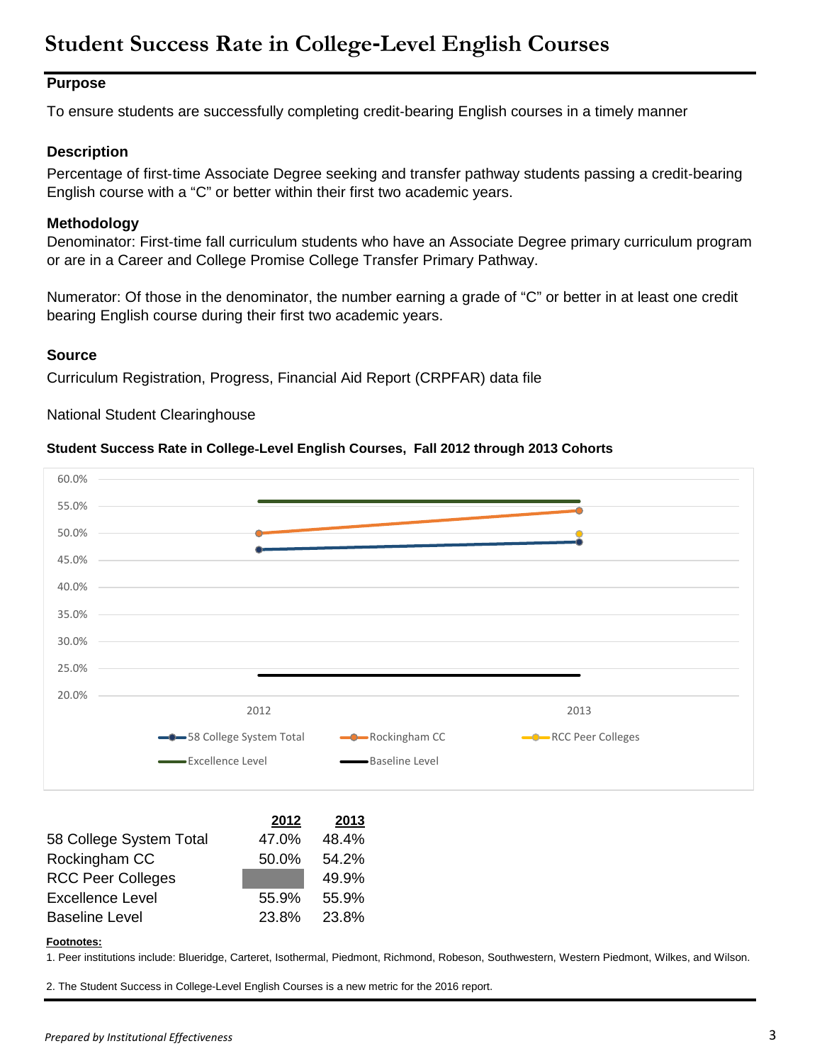# Student Success Rate in College-Level English Courses

### Purpose

To ensure students are successfully completing credit-bearing English courses in a timely manner

### Description

Percentage of first-time Associate Degree seeking and transfer pathway students passing a credit-bearing English course with a "C" or better within their first two academic years.

### Methodology

Denominator: First-time fall curriculum students who have an Associate Degree primary curriculum program or are in a Career and College Promise College Transfer Primary Pathway.

Numerator: Of those in the denominator, the number earning a grade of "C" or better in at least one credit bearing English course during their first two academic years.

### Source

Curriculum Registration, Progress, Financial Aid Report (CRPFAR) data file

National Student Clearinghouse

**Student Success Rate in College-Level English Courses, Fall 2012 through 2013 Cohorts**

| | 2012 | 2013 |
|---|---|---|
| 58 College System Total | 47.0% | 48.4% |
| Rockingham CC | 50.0% | 54.2% |
| RCC Peer Colleges | | 49.9% |
| Excellence Level | 55.9% | 55.9% |
| Baseline Level | 23.8% | 23.8% |

**Footnotes:**

1. Peer institutions include: Blueridge, Carteret, Isothermal, Piedmont, Richmond, Robeson, Southwestern, Western Piedmont, Wilkes, and Wilson.

2. The Student Success in College-Level English Courses is a new metric for the 2016 report.

*Prepared by Institutional Effectiveness*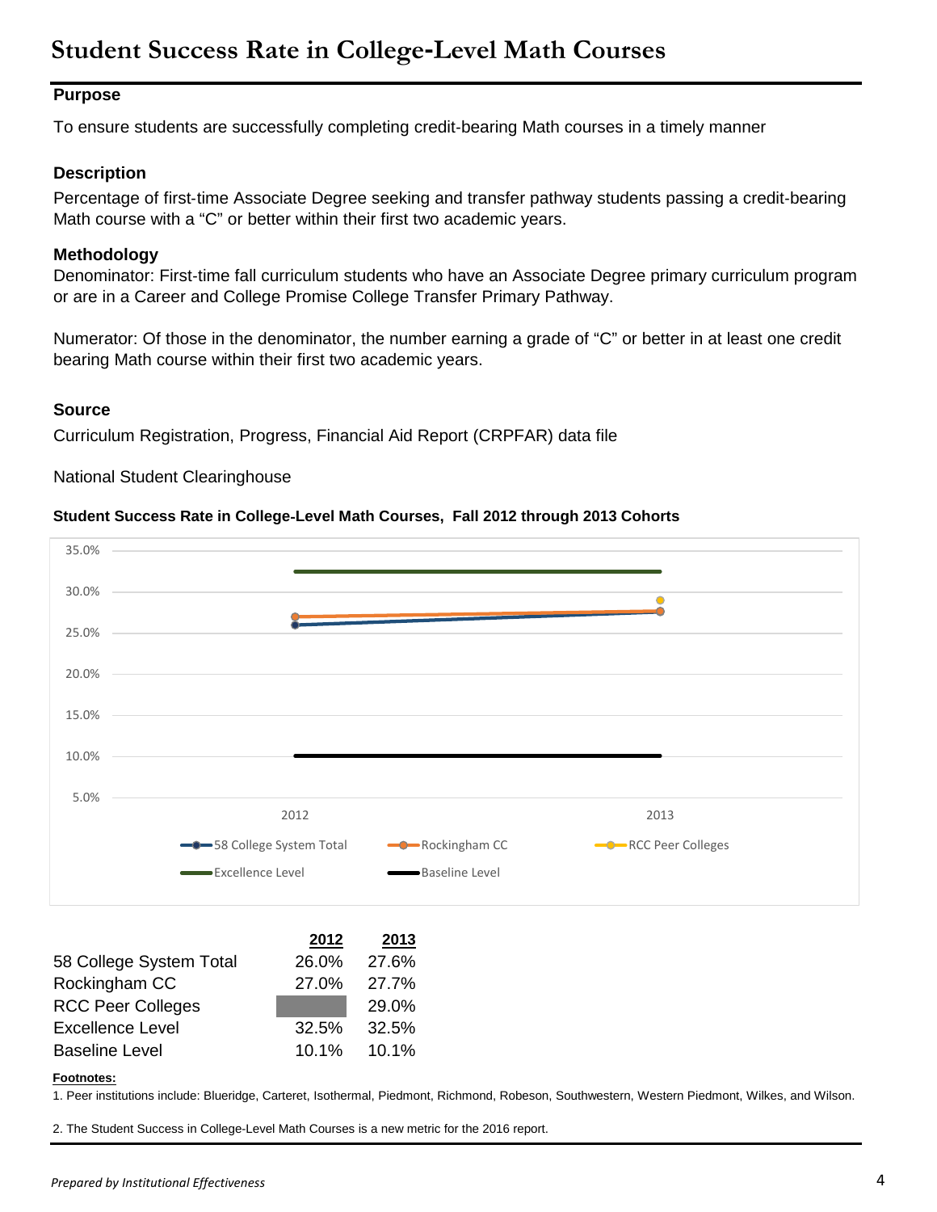# Student Success Rate in College-Level Math Courses

### Purpose

To ensure students are successfully completing credit-bearing Math courses in a timely manner

### Description

Percentage of first-time Associate Degree seeking and transfer pathway students passing a credit-bearing Math course with a "C" or better within their first two academic years.

### Methodology

Denominator: First-time fall curriculum students who have an Associate Degree primary curriculum program or are in a Career and College Promise College Transfer Primary Pathway.

Numerator: Of those in the denominator, the number earning a grade of "C" or better in at least one credit bearing Math course within their first two academic years.

### Source

Curriculum Registration, Progress, Financial Aid Report (CRPFAR) data file

National Student Clearinghouse

**Student Success Rate in College-Level Math Courses, Fall 2012 through 2013 Cohorts**

| | 2012 | 2013 |
|---|---|---|
| 58 College System Total | 26.0% | 27.6% |
| Rockingham CC | 27.0% | 27.7% |
| RCC Peer Colleges | | 29.0% |
| Excellence Level | 32.5% | 32.5% |
| Baseline Level | 10.1% | 10.1% |

**Footnotes:**

1. Peer institutions include: Blueridge, Carteret, Isothermal, Piedmont, Richmond, Robeson, Southwestern, Western Piedmont, Wilkes, and Wilson.

2. The Student Success in College-Level Math Courses is a new metric for the 2016 report.

*Prepared by Institutional Effectiveness*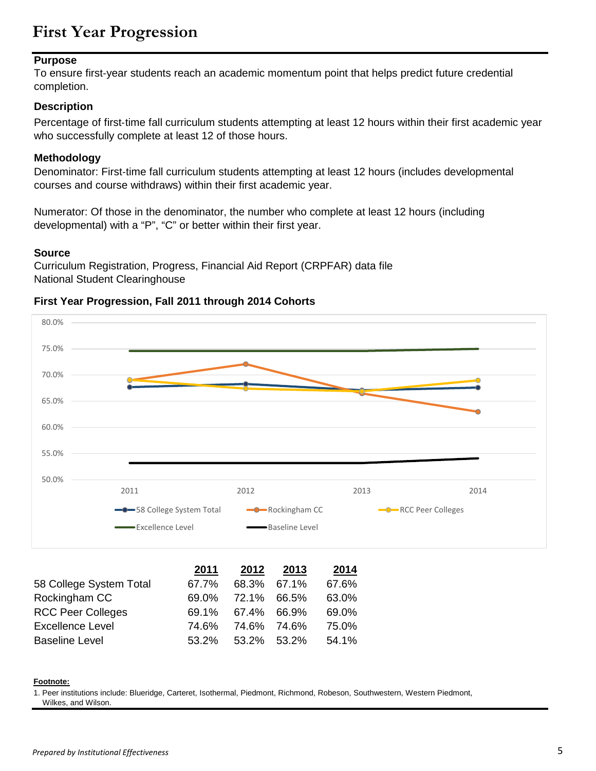# First Year Progression

### Purpose

To ensure first-year students reach an academic momentum point that helps predict future credential completion.

### Description

Percentage of first-time fall curriculum students attempting at least 12 hours within their first academic year who successfully complete at least 12 of those hours.

### Methodology

Denominator: First-time fall curriculum students attempting at least 12 hours (includes developmental courses and course withdraws) within their first academic year.

Numerator: Of those in the denominator, the number who complete at least 12 hours (including developmental) with a "P", "C" or better within their first year.

### Source

Curriculum Registration, Progress, Financial Aid Report (CRPFAR) data file
National Student Clearinghouse

### First Year Progression, Fall 2011 through 2014 Cohorts

| | 2011 | 2012 | 2013 | 2014 |
|---|---|---|---|---|
| 58 College System Total | 67.7% | 68.3% | 67.1% | 67.6% |
| Rockingham CC | 69.0% | 72.1% | 66.5% | 63.0% |
| RCC Peer Colleges | 69.1% | 67.4% | 66.9% | 69.0% |
| Excellence Level | 74.6% | 74.6% | 74.6% | 75.0% |
| Baseline Level | 53.2% | 53.2% | 53.2% | 54.1% |

**Footnote:**

1. Peer institutions include: Blueridge, Carteret, Isothermal, Piedmont, Richmond, Robeson, Southwestern, Western Piedmont, Wilkes, and Wilson.

*Prepared by Institutional Effectiveness*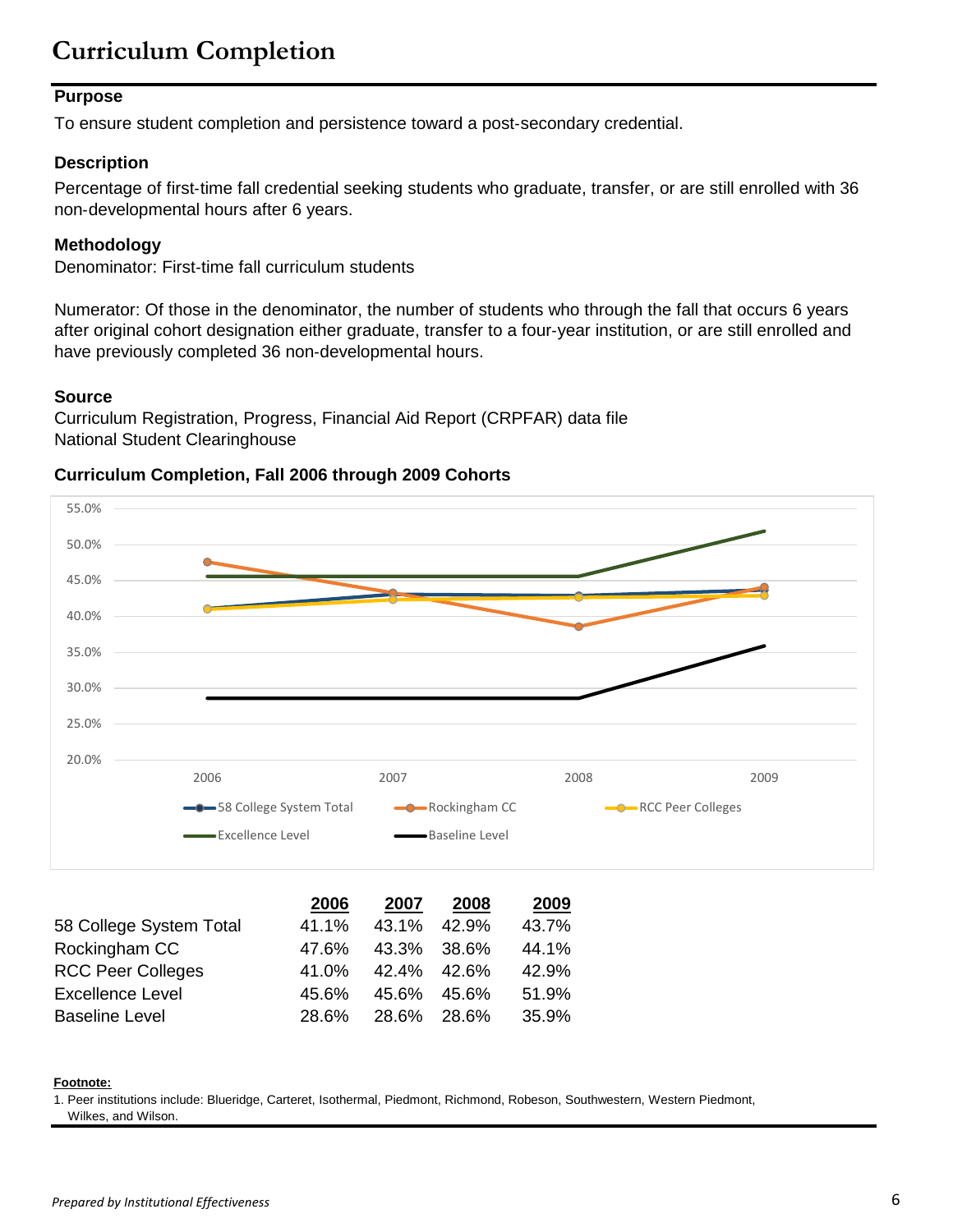# Curriculum Completion

**Purpose**

To ensure student completion and persistence toward a post-secondary credential.

**Description**

Percentage of first-time fall credential seeking students who graduate, transfer, or are still enrolled with 36 non-developmental hours after 6 years.

**Methodology**

Denominator: First-time fall curriculum students

Numerator: Of those in the denominator, the number of students who through the fall that occurs 6 years after original cohort designation either graduate, transfer to a four-year institution, or are still enrolled and have previously completed 36 non-developmental hours.

**Source**

Curriculum Registration, Progress, Financial Aid Report (CRPFAR) data file
National Student Clearinghouse

**Curriculum Completion, Fall 2006 through 2009 Cohorts**

| | 2006 | 2007 | 2008 | 2009 |
|---|---|---|---|---|
| 58 College System Total | 41.1% | 43.1% | 42.9% | 43.7% |
| Rockingham CC | 47.6% | 43.3% | 38.6% | 44.1% |
| RCC Peer Colleges | 41.0% | 42.4% | 42.6% | 42.9% |
| Excellence Level | 45.6% | 45.6% | 45.6% | 51.9% |
| Baseline Level | 28.6% | 28.6% | 28.6% | 35.9% |

**Footnote:**

1. Peer institutions include: Blueridge, Carteret, Isothermal, Piedmont, Richmond, Robeson, Southwestern, Western Piedmont, Wilkes, and Wilson.

*Prepared by Institutional Effectiveness*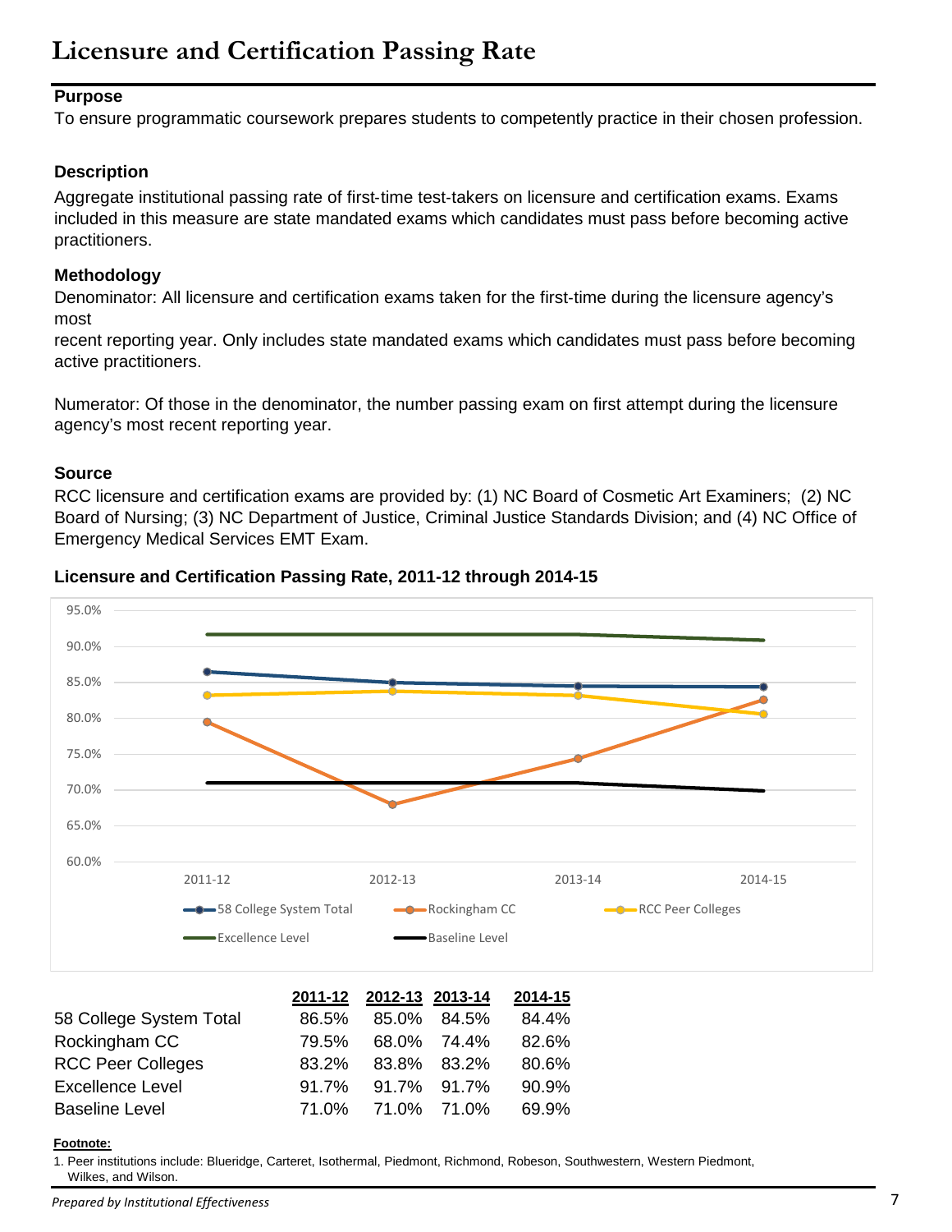# Licensure and Certification Passing Rate

### Purpose

To ensure programmatic coursework prepares students to competently practice in their chosen profession.

### Description

Aggregate institutional passing rate of first-time test-takers on licensure and certification exams. Exams included in this measure are state mandated exams which candidates must pass before becoming active practitioners.

### Methodology

Denominator: All licensure and certification exams taken for the first-time during the licensure agency's most
recent reporting year. Only includes state mandated exams which candidates must pass before becoming active practitioners.

Numerator: Of those in the denominator, the number passing exam on first attempt during the licensure agency's most recent reporting year.

### Source

RCC licensure and certification exams are provided by: (1) NC Board of Cosmetic Art Examiners; (2) NC Board of Nursing; (3) NC Department of Justice, Criminal Justice Standards Division; and (4) NC Office of Emergency Medical Services EMT Exam.

### Licensure and Certification Passing Rate, 2011-12 through 2014-15

| | 2011-12 | 2012-13 | 2013-14 | 2014-15 |
|---|---|---|---|---|
| 58 College System Total | 86.5% | 85.0% | 84.5% | 84.4% |
| Rockingham CC | 79.5% | 68.0% | 74.4% | 82.6% |
| RCC Peer Colleges | 83.2% | 83.8% | 83.2% | 80.6% |
| Excellence Level | 91.7% | 91.7% | 91.7% | 90.9% |
| Baseline Level | 71.0% | 71.0% | 71.0% | 69.9% |

**Footnote:**

1. Peer institutions include: Blueridge, Carteret, Isothermal, Piedmont, Richmond, Robeson, Southwestern, Western Piedmont, Wilkes, and Wilson.

*Prepared by Institutional Effectiveness*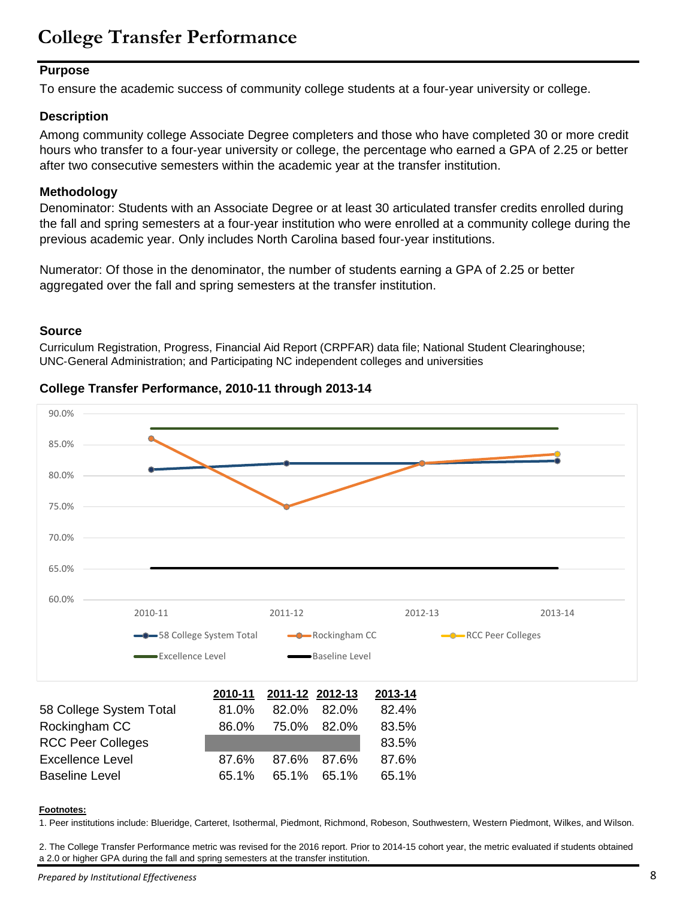# College Transfer Performance

### Purpose

To ensure the academic success of community college students at a four-year university or college.

### Description

Among community college Associate Degree completers and those who have completed 30 or more credit hours who transfer to a four-year university or college, the percentage who earned a GPA of 2.25 or better after two consecutive semesters within the academic year at the transfer institution.

### Methodology

Denominator: Students with an Associate Degree or at least 30 articulated transfer credits enrolled during the fall and spring semesters at a four-year institution who were enrolled at a community college during the previous academic year. Only includes North Carolina based four-year institutions.

Numerator: Of those in the denominator, the number of students earning a GPA of 2.25 or better aggregated over the fall and spring semesters at the transfer institution.

### Source

Curriculum Registration, Progress, Financial Aid Report (CRPFAR) data file; National Student Clearinghouse; UNC-General Administration; and Participating NC independent colleges and universities

### College Transfer Performance, 2010-11 through 2013-14

| | 2010-11 | 2011-12 | 2012-13 | 2013-14 |
|---|---|---|---|---|
| 58 College System Total | 81.0% | 82.0% | 82.0% | 82.4% |
| Rockingham CC | 86.0% | 75.0% | 82.0% | 83.5% |
| RCC Peer Colleges | | | | 83.5% |
| Excellence Level | 87.6% | 87.6% | 87.6% | 87.6% |
| Baseline Level | 65.1% | 65.1% | 65.1% | 65.1% |

**Footnotes:**

1. Peer institutions include: Blueridge, Carteret, Isothermal, Piedmont, Richmond, Robeson, Southwestern, Western Piedmont, Wilkes, and Wilson.

2. The College Transfer Performance metric was revised for the 2016 report. Prior to 2014-15 cohort year, the metric evaluated if students obtained a 2.0 or higher GPA during the fall and spring semesters at the transfer institution.

*Prepared by Institutional Effectiveness*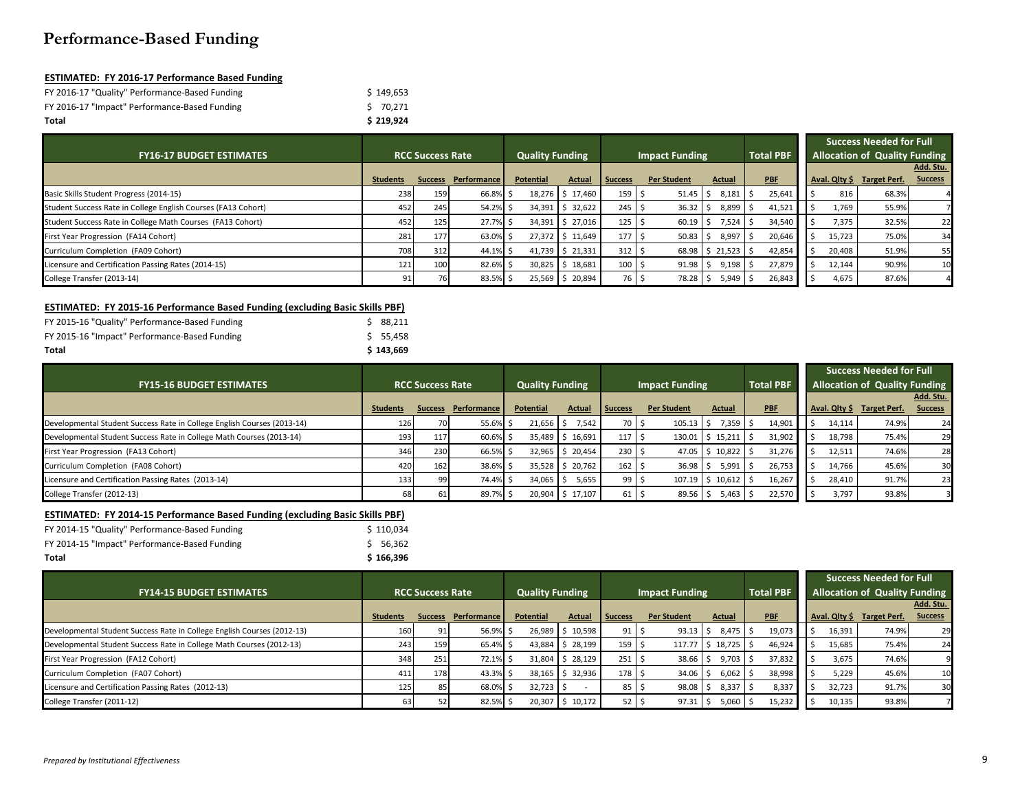# Performance-Based Funding

**ESTIMATED: FY 2016-17 Performance Based Funding**

| | |
|---|---|
| FY 2016-17 "Quality" Performance-Based Funding | $ 149,653 |
| FY 2016-17 "Impact" Performance-Based Funding | $ 70,271 |
| **Total** | **$ 219,924** |

| FY16-17 BUDGET ESTIMATES | RCC Success Rate | | | Quality Funding | | Impact Funding | | | Total PBF | Success Needed for Full Allocation of Quality Funding | | |
|---|---|---|---|---|---|---|---|---|---|---|---|---|
| | Students | Success | Performance | Potential | Actual | Success | Per Student | Actual | PBF | Aval. Qlty $ | Target Perf. | Add. Stu. Success |
| Basic Skills Student Progress (2014-15) | 238 | 159 | 66.8% | $ 18,276 | $ 17,460 | 159 | $ 51.45 | $ 8,181 | $ 25,641 | $ 816 | 68.3% | 4 |
| Student Success Rate in College English Courses (FA13 Cohort) | 452 | 245 | 54.2% | $ 34,391 | $ 32,622 | 245 | $ 36.32 | $ 8,899 | $ 41,521 | $ 1,769 | 55.9% | 7 |
| Student Success Rate in College Math Courses (FA13 Cohort) | 452 | 125 | 27.7% | $ 34,391 | $ 27,016 | 125 | $ 60.19 | $ 7,524 | $ 34,540 | $ 7,375 | 32.5% | 22 |
| First Year Progression (FA14 Cohort) | 281 | 177 | 63.0% | $ 27,372 | $ 11,649 | 177 | $ 50.83 | $ 8,997 | $ 20,646 | $ 15,723 | 75.0% | 34 |
| Curriculum Completion (FA09 Cohort) | 708 | 312 | 44.1% | $ 41,739 | $ 21,331 | 312 | $ 68.98 | $ 21,523 | $ 42,854 | $ 20,408 | 51.9% | 55 |
| Licensure and Certification Passing Rates (2014-15) | 121 | 100 | 82.6% | $ 30,825 | $ 18,681 | 100 | $ 91.98 | $ 9,198 | $ 27,879 | $ 12,144 | 90.9% | 10 |
| College Transfer (2013-14) | 91 | 76 | 83.5% | $ 25,569 | $ 20,894 | 76 | $ 78.28 | $ 5,949 | $ 26,843 | $ 4,675 | 87.6% | 4 |

**ESTIMATED: FY 2015-16 Performance Based Funding (excluding Basic Skills PBF)**

| | |
|---|---|
| FY 2015-16 "Quality" Performance-Based Funding | $ 88,211 |
| FY 2015-16 "Impact" Performance-Based Funding | $ 55,458 |
| **Total** | **$ 143,669** |

| FY15-16 BUDGET ESTIMATES | RCC Success Rate | | | Quality Funding | | Impact Funding | | | Total PBF | Success Needed for Full Allocation of Quality Funding | | |
|---|---|---|---|---|---|---|---|---|---|---|---|---|
| | Students | Success | Performance | Potential | Actual | Success | Per Student | Actual | PBF | Aval. Qlty $ | Target Perf. | Add. Stu. Success |
| Developmental Student Success Rate in College English Courses (2013-14) | 126 | 70 | 55.6% | $ 21,656 | $ 7,542 | 70 | $ 105.13 | $ 7,359 | $ 14,901 | $ 14,114 | 74.9% | 24 |
| Developmental Student Success Rate in College Math Courses (2013-14) | 193 | 117 | 60.6% | $ 35,489 | $ 16,691 | 117 | $ 130.01 | $ 15,211 | $ 31,902 | $ 18,798 | 75.4% | 29 |
| First Year Progression (FA13 Cohort) | 346 | 230 | 66.5% | $ 32,965 | $ 20,454 | 230 | $ 47.05 | $ 10,822 | $ 31,276 | $ 12,511 | 74.6% | 28 |
| Curriculum Completion (FA08 Cohort) | 420 | 162 | 38.6% | $ 35,528 | $ 20,762 | 162 | $ 36.98 | $ 5,991 | $ 26,753 | $ 14,766 | 45.6% | 30 |
| Licensure and Certification Passing Rates (2013-14) | 133 | 99 | 74.4% | $ 34,065 | $ 5,655 | 99 | $ 107.19 | $ 10,612 | $ 16,267 | $ 28,410 | 91.7% | 23 |
| College Transfer (2012-13) | 68 | 61 | 89.7% | $ 20,904 | $ 17,107 | 61 | $ 89.56 | $ 5,463 | $ 22,570 | $ 3,797 | 93.8% | 3 |

**ESTIMATED: FY 2014-15 Performance Based Funding (excluding Basic Skills PBF)**

| | |
|---|---|
| FY 2014-15 "Quality" Performance-Based Funding | $ 110,034 |
| FY 2014-15 "Impact" Performance-Based Funding | $ 56,362 |
| **Total** | **$ 166,396** |

| FY14-15 BUDGET ESTIMATES | RCC Success Rate | | | Quality Funding | | Impact Funding | | | Total PBF | Success Needed for Full Allocation of Quality Funding | | |
|---|---|---|---|---|---|---|---|---|---|---|---|---|
| | Students | Success | Performance | Potential | Actual | Success | Per Student | Actual | PBF | Aval. Qlty $ | Target Perf. | Add. Stu. Success |
| Developmental Student Success Rate in College English Courses (2012-13) | 160 | 91 | 56.9% | $ 26,989 | $ 10,598 | 91 | $ 93.13 | $ 8,475 | $ 19,073 | $ 16,391 | 74.9% | 29 |
| Developmental Student Success Rate in College Math Courses (2012-13) | 243 | 159 | 65.4% | $ 43,884 | $ 28,199 | 159 | $ 117.77 | $ 18,725 | $ 46,924 | $ 15,685 | 75.4% | 24 |
| First Year Progression (FA12 Cohort) | 348 | 251 | 72.1% | $ 31,804 | $ 28,129 | 251 | $ 38.66 | $ 9,703 | $ 37,832 | $ 3,675 | 74.6% | 9 |
| Curriculum Completion (FA07 Cohort) | 411 | 178 | 43.3% | $ 38,165 | $ 32,936 | 178 | $ 34.06 | $ 6,062 | $ 38,998 | $ 5,229 | 45.6% | 10 |
| Licensure and Certification Passing Rates (2012-13) | 125 | 85 | 68.0% | $ 32,723 | $ - | 85 | $ 98.08 | $ 8,337 | $ 8,337 | $ 32,723 | 91.7% | 30 |
| College Transfer (2011-12) | 63 | 52 | 82.5% | $ 20,307 | $ 10,172 | 52 | $ 97.31 | $ 5,060 | $ 15,232 | $ 10,135 | 93.8% | 7 |

*Prepared by Institutional Effectiveness*